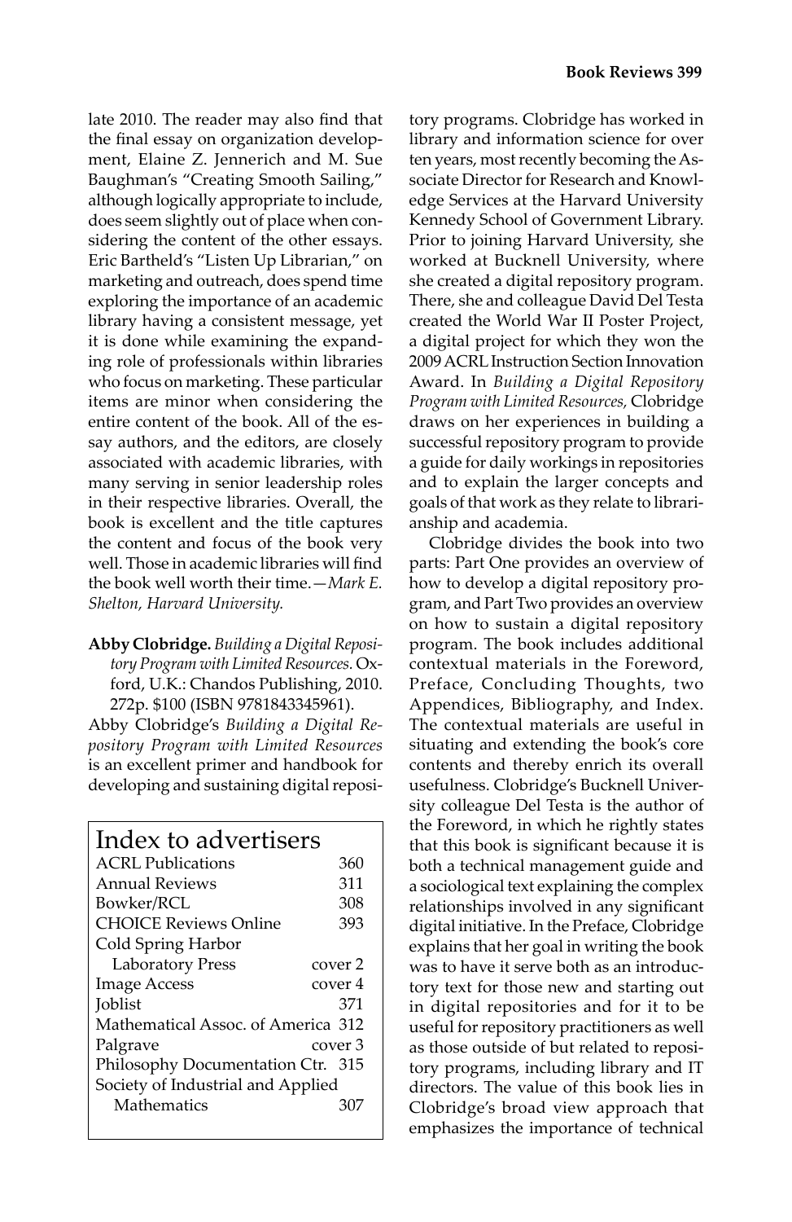late 2010. The reader may also find that the final essay on organization development, Elaine Z. Jennerich and M. Sue Baughman's "Creating Smooth Sailing," although logically appropriate to include, does seem slightly out of place when considering the content of the other essays. Eric Bartheld's "Listen Up Librarian," on marketing and outreach, does spend time exploring the importance of an academic library having a consistent message, yet it is done while examining the expanding role of professionals within libraries who focus on marketing. These particular items are minor when considering the entire content of the book. All of the essay authors, and the editors, are closely associated with academic libraries, with many serving in senior leadership roles in their respective libraries. Overall, the book is excellent and the title captures the content and focus of the book very well. Those in academic libraries will find the book well worth their time.—*Mark E. Shelton, Harvard University.*

**Abby Clobridge.** *Building a Digital Repository Program with Limited Resources.* Oxford, U.K.: Chandos Publishing, 2010. 272p. $100 (ISBN 9781843345961).

Abby Clobridge's *Building a Digital Repository Program with Limited Resources* is an excellent primer and handbook for developing and sustaining digital repository programs. Clobridge has worked in library and information science for over ten years, most recently becoming the Associate Director for Research and Knowledge Services at the Harvard University Kennedy School of Government Library. Prior to joining Harvard University, she worked at Bucknell University, where she created a digital repository program. There, she and colleague David Del Testa created the World War II Poster Project, a digital project for which they won the 2009 ACRL Instruction Section Innovation Award. In *Building a Digital Repository Program with Limited Resources,* Clobridge draws on her experiences in building a successful repository program to provide a guide for daily workings in repositories and to explain the larger concepts and goals of that work as they relate to librarianship and academia.

Clobridge divides the book into two parts: Part One provides an overview of how to develop a digital repository program, and Part Two provides an overview on how to sustain a digital repository program. The book includes additional contextual materials in the Foreword, Preface, Concluding Thoughts, two Appendices, Bibliography, and Index. The contextual materials are useful in situating and extending the book's core contents and thereby enrich its overall usefulness. Clobridge's Bucknell University colleague Del Testa is the author of the Foreword, in which he rightly states that this book is significant because it is both a technical management guide and a sociological text explaining the complex relationships involved in any significant digital initiative. In the Preface, Clobridge explains that her goal in writing the book was to have it serve both as an introductory text for those new and starting out in digital repositories and for it to be useful for repository practitioners as well as those outside of but related to repository programs, including library and IT directors. The value of this book lies in Clobridge's broad view approach that emphasizes the importance of technical

## Index to advertisers

| Advertiser | Page |
|---|---|
| ACRL Publications | 360 |
| Annual Reviews | 311 |
| Bowker/RCL | 308 |
| CHOICE Reviews Online | 393 |
| Cold Spring Harbor Laboratory Press | cover 2 |
| Image Access | cover 4 |
| Joblist | 371 |
| Mathematical Assoc. of America | 312 |
| Palgrave | cover 3 |
| Philosophy Documentation Ctr. | 315 |
| Society of Industrial and Applied Mathematics | 307 |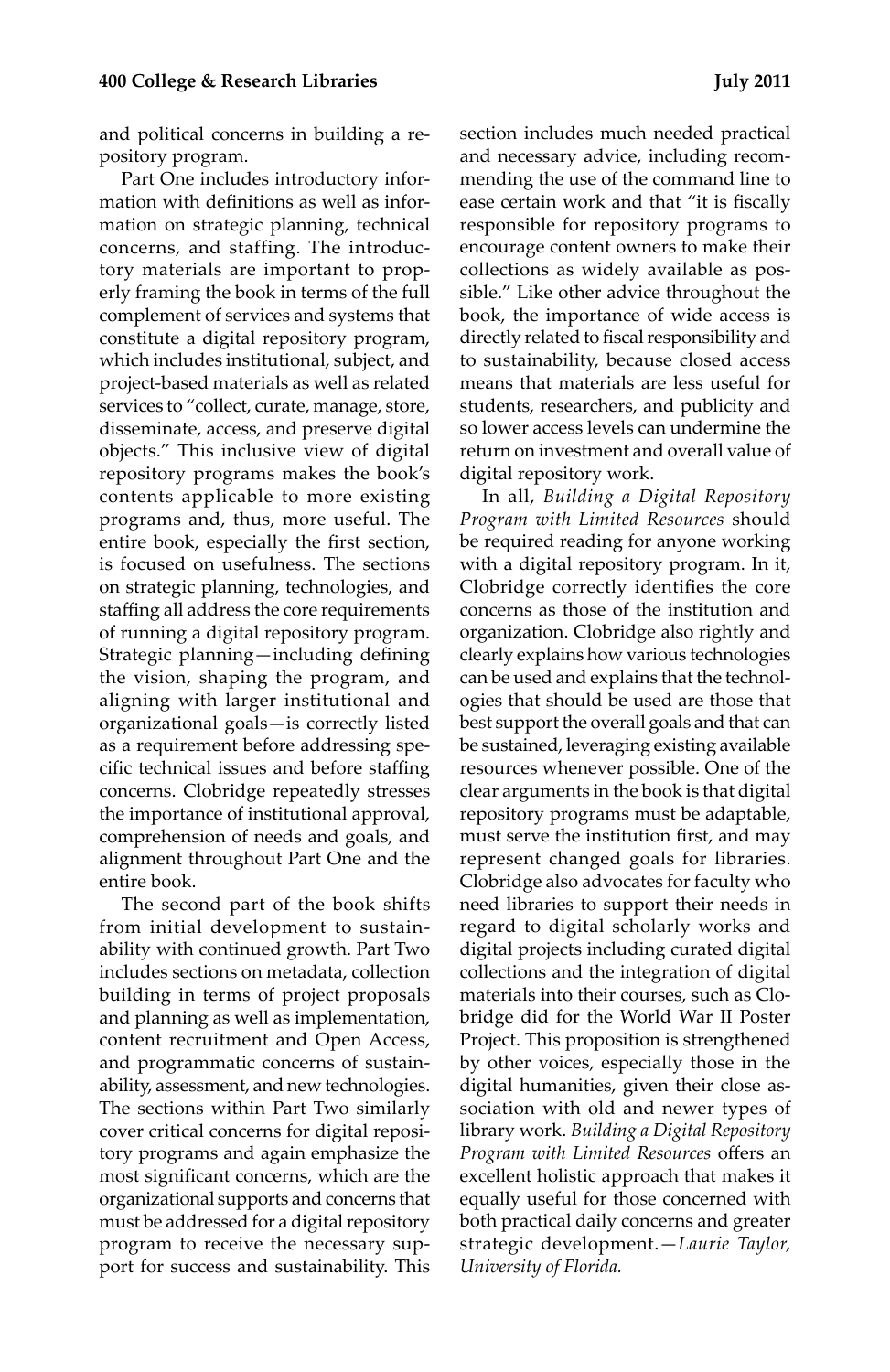and political concerns in building a repository program.

Part One includes introductory information with definitions as well as information on strategic planning, technical concerns, and staffing. The introductory materials are important to properly framing the book in terms of the full complement of services and systems that constitute a digital repository program, which includes institutional, subject, and project-based materials as well as related services to "collect, curate, manage, store, disseminate, access, and preserve digital objects." This inclusive view of digital repository programs makes the book's contents applicable to more existing programs and, thus, more useful. The entire book, especially the first section, is focused on usefulness. The sections on strategic planning, technologies, and staffing all address the core requirements of running a digital repository program. Strategic planning—including defining the vision, shaping the program, and aligning with larger institutional and organizational goals—is correctly listed as a requirement before addressing specific technical issues and before staffing concerns. Clobridge repeatedly stresses the importance of institutional approval, comprehension of needs and goals, and alignment throughout Part One and the entire book.

The second part of the book shifts from initial development to sustainability with continued growth. Part Two includes sections on metadata, collection building in terms of project proposals and planning as well as implementation, content recruitment and Open Access, and programmatic concerns of sustainability, assessment, and new technologies. The sections within Part Two similarly cover critical concerns for digital repository programs and again emphasize the most significant concerns, which are the organizational supports and concerns that must be addressed for a digital repository program to receive the necessary support for success and sustainability. This section includes much needed practical and necessary advice, including recommending the use of the command line to ease certain work and that "it is fiscally responsible for repository programs to encourage content owners to make their collections as widely available as possible." Like other advice throughout the book, the importance of wide access is directly related to fiscal responsibility and to sustainability, because closed access means that materials are less useful for students, researchers, and publicity and so lower access levels can undermine the return on investment and overall value of digital repository work.

In all, *Building a Digital Repository Program with Limited Resources* should be required reading for anyone working with a digital repository program. In it, Clobridge correctly identifies the core concerns as those of the institution and organization. Clobridge also rightly and clearly explains how various technologies can be used and explains that the technologies that should be used are those that best support the overall goals and that can be sustained, leveraging existing available resources whenever possible. One of the clear arguments in the book is that digital repository programs must be adaptable, must serve the institution first, and may represent changed goals for libraries. Clobridge also advocates for faculty who need libraries to support their needs in regard to digital scholarly works and digital projects including curated digital collections and the integration of digital materials into their courses, such as Clobridge did for the World War II Poster Project. This proposition is strengthened by other voices, especially those in the digital humanities, given their close association with old and newer types of library work. *Building a Digital Repository Program with Limited Resources* offers an excellent holistic approach that makes it equally useful for those concerned with both practical daily concerns and greater strategic development.—*Laurie Taylor, University of Florida.*